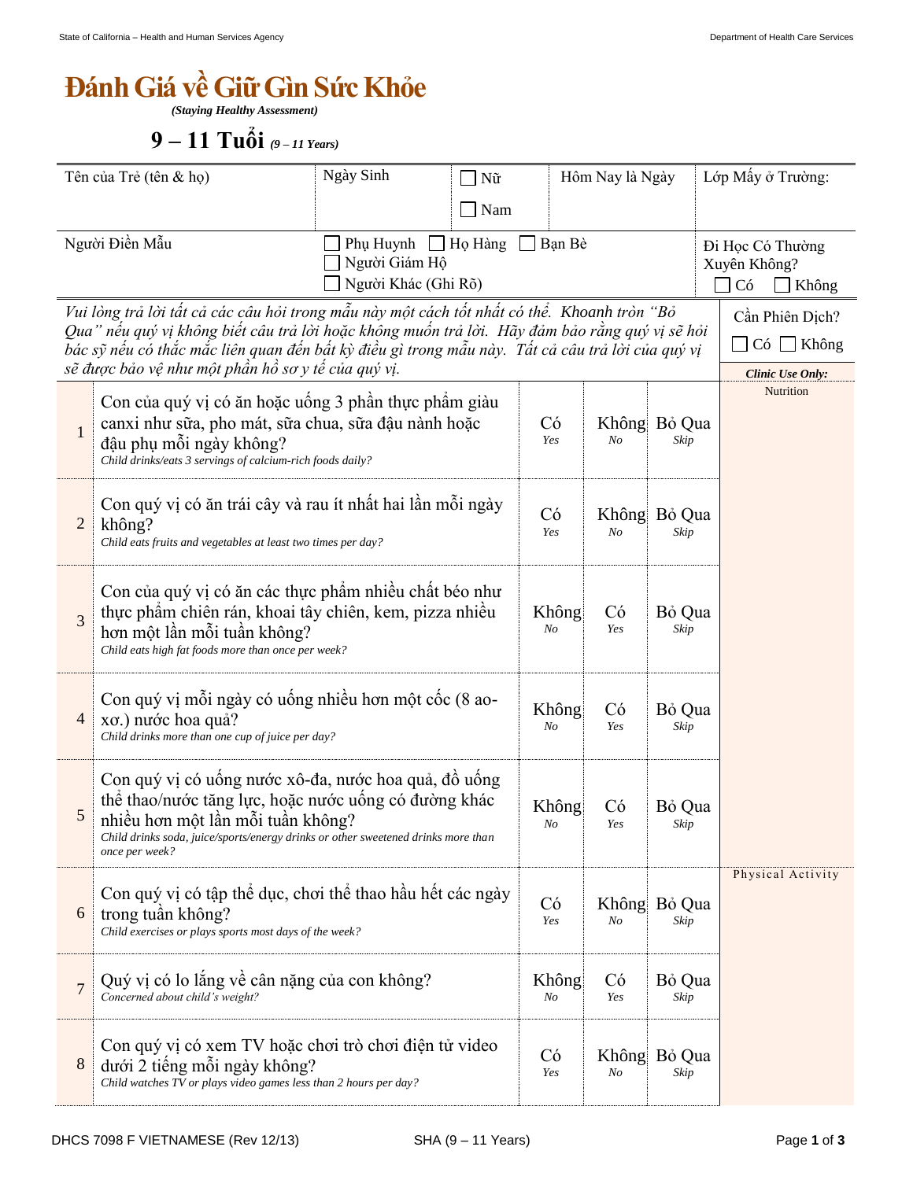# Đánh Giá về Giữ Gìn Sức Khỏe

***(Staying Healthy Assessment)***

## 9 – 11 Tuổi *(9 – 11 Years)*

| Tên của Trẻ (tên & họ) | Ngày Sinh | ☐ Nữ ☐ Nam | Hôm Nay là Ngày | Lớp Mấy ở Trường: |
|---|---|---|---|---|
| Người Điền Mẫu | ☐ Phụ Huynh ☐ Họ Hàng ☐ Bạn Bè ☐ Người Giám Hộ ☐ Người Khác (Ghi Rõ) | | | Đi Học Có Thường Xuyên Không? ☐ Có ☐ Không |

*Vui lòng trả lời tất cả các câu hỏi trong mẫu này một cách tốt nhất có thể. Khoanh tròn "Bỏ Qua" nếu quý vị không biết câu trả lời hoặc không muốn trả lời. Hãy đảm bảo rằng quý vị sẽ hỏi bác sỹ nếu có thắc mắc liên quan đến bất kỳ điều gì trong mẫu này. Tất cả câu trả lời của quý vị sẽ được bảo vệ như một phần hồ sơ y tế của quý vị.*

Cần Phiên Dịch? ☐ Có ☐ Không

| # | Câu hỏi | | | | ***Clinic Use Only:*** |
|---|---|---|---|---|---|
| 1 | Con của quý vị có ăn hoặc uống 3 phần thực phẩm giàu canxi như sữa, pho mát, sữa chua, sữa đậu nành hoặc đậu phụ mỗi ngày không? *Child drinks/eats 3 servings of calcium-rich foods daily?* | Có *Yes* | Không *No* | Bỏ Qua *Skip* | Nutrition |
| 2 | Con quý vị có ăn trái cây và rau ít nhất hai lần mỗi ngày không? *Child eats fruits and vegetables at least two times per day?* | Có *Yes* | Không *No* | Bỏ Qua *Skip* | |
| 3 | Con của quý vị có ăn các thực phẩm nhiều chất béo như thực phẩm chiên rán, khoai tây chiên, kem, pizza nhiều hơn một lần mỗi tuần không? *Child eats high fat foods more than once per week?* | Không *No* | Có *Yes* | Bỏ Qua *Skip* | |
| 4 | Con quý vị mỗi ngày có uống nhiều hơn một cốc (8 ao-xơ.) nước hoa quả? *Child drinks more than one cup of juice per day?* | Không *No* | Có *Yes* | Bỏ Qua *Skip* | |
| 5 | Con quý vị có uống nước xô-đa, nước hoa quả, đồ uống thể thao/nước tăng lực, hoặc nước uống có đường khác nhiều hơn một lần mỗi tuần không? *Child drinks soda, juice/sports/energy drinks or other sweetened drinks more than once per week?* | Không *No* | Có *Yes* | Bỏ Qua *Skip* | |
| 6 | Con quý vị có tập thể dục, chơi thể thao hầu hết các ngày trong tuần không? *Child exercises or plays sports most days of the week?* | Có *Yes* | Không *No* | Bỏ Qua *Skip* | Physical Activity |
| 7 | Quý vị có lo lắng về cân nặng của con không? *Concerned about child's weight?* | Không *No* | Có *Yes* | Bỏ Qua *Skip* | |
| 8 | Con quý vị có xem TV hoặc chơi trò chơi điện tử video dưới 2 tiếng mỗi ngày không? *Child watches TV or plays video games less than 2 hours per day?* | Có *Yes* | Không *No* | Bỏ Qua *Skip* | |

DHCS 7098 F VIETNAMESE (Rev 12/13) SHA (9 – 11 Years)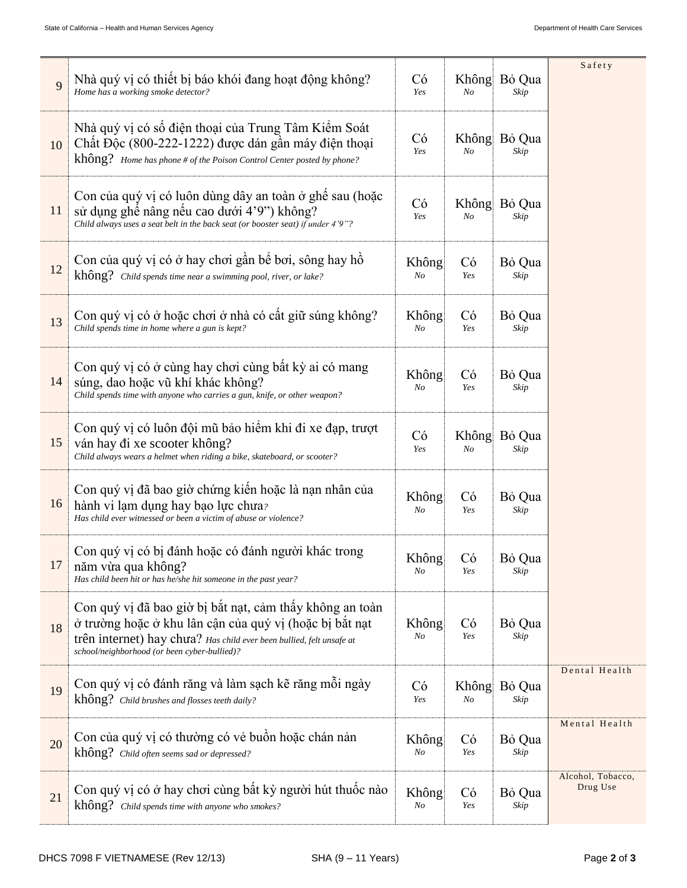| # | Câu hỏi / Question | | | | |
|---|---|---|---|---|---|
| 9 | Nhà quý vị có thiết bị báo khói đang hoạt động không? *Home has a working smoke detector?* | Có *Yes* | Không *No* | Bỏ Qua *Skip* | Safety |
| 10 | Nhà quý vị có số điện thoại của Trung Tâm Kiểm Soát Chất Độc (800-222-1222) được dán gần máy điện thoại không? *Home has phone # of the Poison Control Center posted by phone?* | Có *Yes* | Không *No* | Bỏ Qua *Skip* | |
| 11 | Con của quý vị có luôn dùng dây an toàn ở ghế sau (hoặc sử dụng ghế nâng nếu cao dưới 4'9") không? *Child always uses a seat belt in the back seat (or booster seat) if under 4'9"?* | Có *Yes* | Không *No* | Bỏ Qua *Skip* | |
| 12 | Con của quý vị có ở hay chơi gần bể bơi, sông hay hồ không? *Child spends time near a swimming pool, river, or lake?* | Không *No* | Có *Yes* | Bỏ Qua *Skip* | |
| 13 | Con quý vị có ở hoặc chơi ở nhà có cất giữ súng không? *Child spends time in home where a gun is kept?* | Không *No* | Có *Yes* | Bỏ Qua *Skip* | |
| 14 | Con quý vị có ở cùng hay chơi cùng bất kỳ ai có mang súng, dao hoặc vũ khí khác không? *Child spends time with anyone who carries a gun, knife, or other weapon?* | Không *No* | Có *Yes* | Bỏ Qua *Skip* | |
| 15 | Con quý vị có luôn đội mũ bảo hiểm khi đi xe đạp, trượt ván hay đi xe scooter không? *Child always wears a helmet when riding a bike, skateboard, or scooter?* | Có *Yes* | Không *No* | Bỏ Qua *Skip* | |
| 16 | Con quý vị đã bao giờ chứng kiến hoặc là nạn nhân của hành vi lạm dụng hay bạo lực chưa? *Has child ever witnessed or been a victim of abuse or violence?* | Không *No* | Có *Yes* | Bỏ Qua *Skip* | |
| 17 | Con quý vị có bị đánh hoặc có đánh người khác trong năm vừa qua không? *Has child been hit or has he/she hit someone in the past year?* | Không *No* | Có *Yes* | Bỏ Qua *Skip* | |
| 18 | Con quý vị đã bao giờ bị bắt nạt, cảm thấy không an toàn ở trường hoặc ở khu lân cận của quý vị (hoặc bị bắt nạt trên internet) hay chưa? *Has child ever been bullied, felt unsafe at school/neighborhood (or been cyber-bullied)?* | Không *No* | Có *Yes* | Bỏ Qua *Skip* | |
| 19 | Con quý vị có đánh răng và làm sạch kẽ răng mỗi ngày không? *Child brushes and flosses teeth daily?* | Có *Yes* | Không *No* | Bỏ Qua *Skip* | Dental Health |
| 20 | Con của quý vị có thường có vẻ buồn hoặc chán nản không? *Child often seems sad or depressed?* | Không *No* | Có *Yes* | Bỏ Qua *Skip* | Mental Health |
| 21 | Con quý vị có ở hay chơi cùng bất kỳ người hút thuốc nào không? *Child spends time with anyone who smokes?* | Không *No* | Có *Yes* | Bỏ Qua *Skip* | Alcohol, Tobacco, Drug Use |

DHCS 7098 F VIETNAMESE (Rev 12/13) SHA (9 – 11 Years)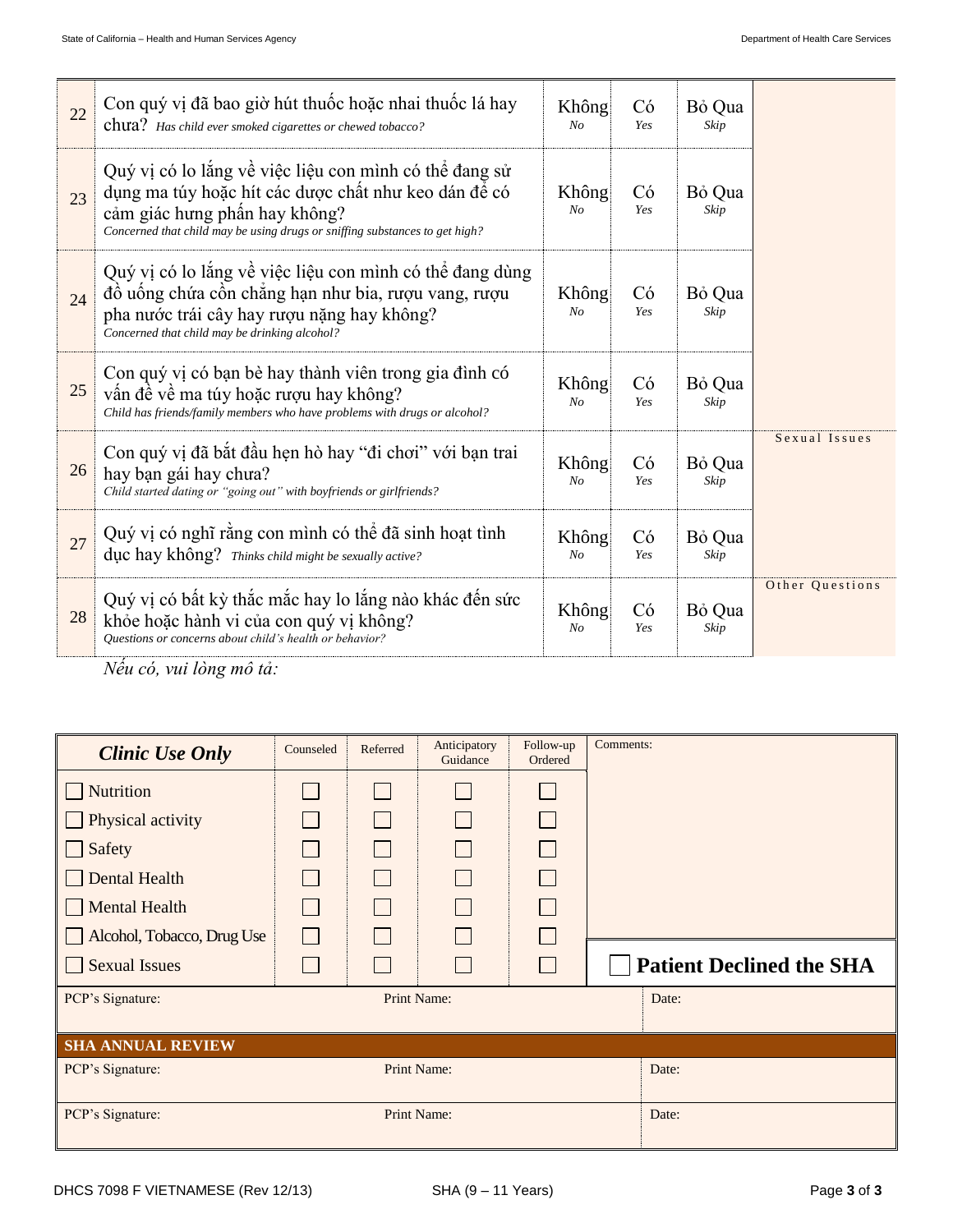| | | | | | |
|---|---|---|---|---|---|
| 22 | Con quý vị đã bao giờ hút thuốc hoặc nhai thuốc lá hay chưa? *Has child ever smoked cigarettes or chewed tobacco?* | Không *No* | Có *Yes* | Bỏ Qua *Skip* | |
| 23 | Quý vị có lo lắng về việc liệu con mình có thể đang sử dụng ma túy hoặc hít các dược chất như keo dán để có cảm giác hưng phấn hay không? *Concerned that child may be using drugs or sniffing substances to get high?* | Không *No* | Có *Yes* | Bỏ Qua *Skip* | |
| 24 | Quý vị có lo lắng về việc liệu con mình có thể đang dùng đồ uống chứa cồn chẳng hạn như bia, rượu vang, rượu pha nước trái cây hay rượu nặng hay không? *Concerned that child may be drinking alcohol?* | Không *No* | Có *Yes* | Bỏ Qua *Skip* | |
| 25 | Con quý vị có bạn bè hay thành viên trong gia đình có vấn đề về ma túy hoặc rượu hay không? *Child has friends/family members who have problems with drugs or alcohol?* | Không *No* | Có *Yes* | Bỏ Qua *Skip* | |
| 26 | Con quý vị đã bắt đầu hẹn hò hay "đi chơi" với bạn trai hay bạn gái hay chưa? *Child started dating or "going out" with boyfriends or girlfriends?* | Không *No* | Có *Yes* | Bỏ Qua *Skip* | Sexual Issues |
| 27 | Quý vị có nghĩ rằng con mình có thể đã sinh hoạt tình dục hay không? *Thinks child might be sexually active?* | Không *No* | Có *Yes* | Bỏ Qua *Skip* | |
| 28 | Quý vị có bất kỳ thắc mắc hay lo lắng nào khác đến sức khỏe hoặc hành vi của con quý vị không? *Questions or concerns about child's health or behavior?* | Không *No* | Có *Yes* | Bỏ Qua *Skip* | Other Questions |

*Nếu có, vui lòng mô tả:*

| ***Clinic Use Only*** | Counseled | Referred | Anticipatory Guidance | Follow-up Ordered | Comments: |
|---|---|---|---|---|---|
| ☐ Nutrition | ☐ | ☐ | ☐ | ☐ | |
| ☐ Physical activity | ☐ | ☐ | ☐ | ☐ | |
| ☐ Safety | ☐ | ☐ | ☐ | ☐ | |
| ☐ Dental Health | ☐ | ☐ | ☐ | ☐ | |
| ☐ Mental Health | ☐ | ☐ | ☐ | ☐ | |
| ☐ Alcohol, Tobacco, Drug Use | ☐ | ☐ | ☐ | ☐ | |
| ☐ Sexual Issues | ☐ | ☐ | ☐ | ☐ | ☐ **Patient Declined the SHA** |

| | | |
|---|---|---|
| PCP's Signature: | Print Name: | Date: |
| **SHA ANNUAL REVIEW** | | |
| PCP's Signature: | Print Name: | Date: |
| PCP's Signature: | Print Name: | Date: |

DHCS 7098 F VIETNAMESE (Rev 12/13) SHA (9 – 11 Years)